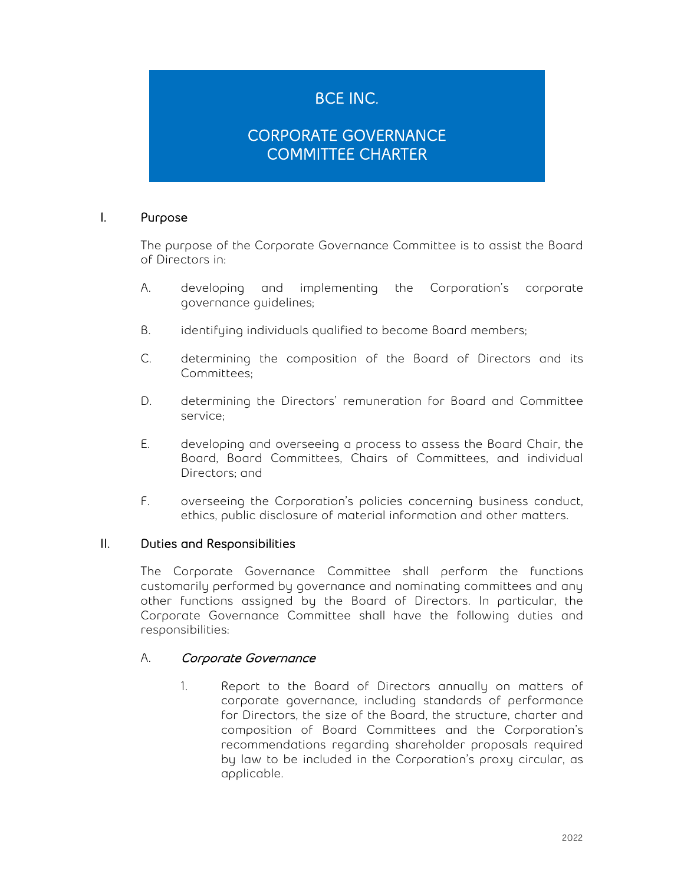# BCE INC.

# CORPORATE GOVERNANCE COMMITTEE CHARTER

## I. Purpose

The purpose of the Corporate Governance Committee is to assist the Board of Directors in:

A. developing and implementing the Corporation's corporate governance guidelines;

B. identifying individuals qualified to become Board members;

C. determining the composition of the Board of Directors and its Committees;

D. determining the Directors' remuneration for Board and Committee service;

E. developing and overseeing a process to assess the Board Chair, the Board, Board Committees, Chairs of Committees, and individual Directors; and

F. overseeing the Corporation's policies concerning business conduct, ethics, public disclosure of material information and other matters.

## II. Duties and Responsibilities

The Corporate Governance Committee shall perform the functions customarily performed by governance and nominating committees and any other functions assigned by the Board of Directors. In particular, the Corporate Governance Committee shall have the following duties and responsibilities:

### A. *Corporate Governance*

1. Report to the Board of Directors annually on matters of corporate governance, including standards of performance for Directors, the size of the Board, the structure, charter and composition of Board Committees and the Corporation's recommendations regarding shareholder proposals required by law to be included in the Corporation's proxy circular, as applicable.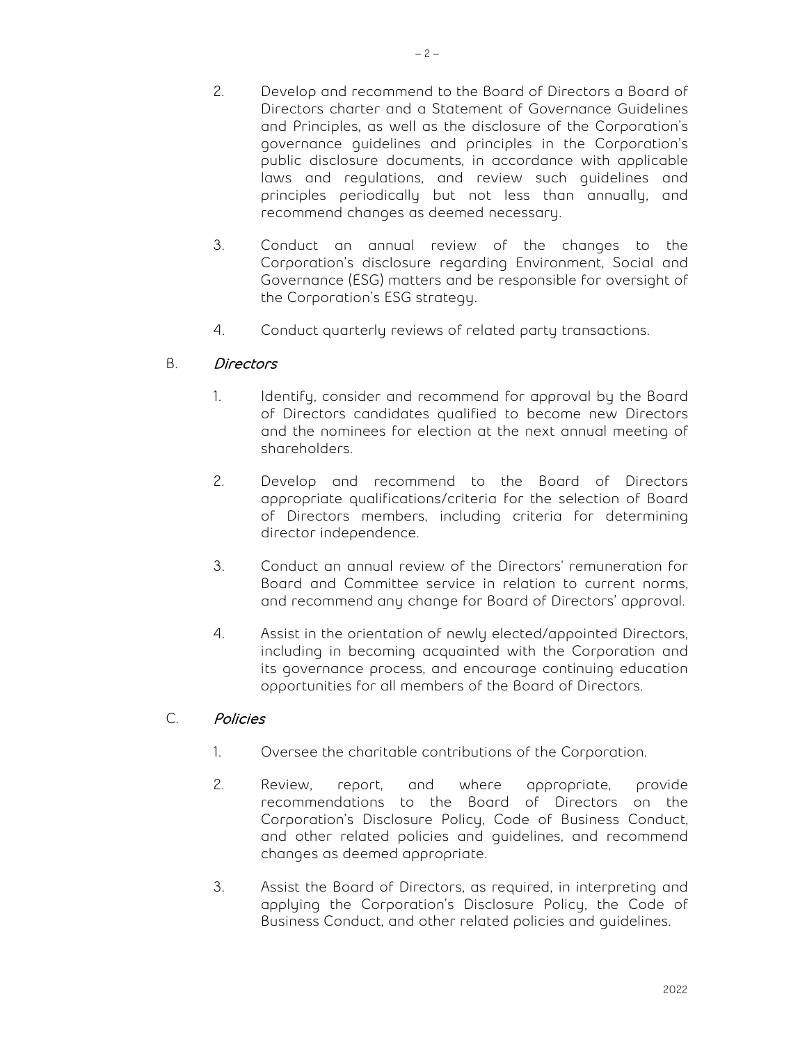2. Develop and recommend to the Board of Directors a Board of Directors charter and a Statement of Governance Guidelines and Principles, as well as the disclosure of the Corporation's governance guidelines and principles in the Corporation's public disclosure documents, in accordance with applicable laws and regulations, and review such guidelines and principles periodically but not less than annually, and recommend changes as deemed necessary.

3. Conduct an annual review of the changes to the Corporation's disclosure regarding Environment, Social and Governance (ESG) matters and be responsible for oversight of the Corporation's ESG strategy.

4. Conduct quarterly reviews of related party transactions.

B. *Directors*

1. Identify, consider and recommend for approval by the Board of Directors candidates qualified to become new Directors and the nominees for election at the next annual meeting of shareholders.

2. Develop and recommend to the Board of Directors appropriate qualifications/criteria for the selection of Board of Directors members, including criteria for determining director independence.

3. Conduct an annual review of the Directors' remuneration for Board and Committee service in relation to current norms, and recommend any change for Board of Directors' approval.

4. Assist in the orientation of newly elected/appointed Directors, including in becoming acquainted with the Corporation and its governance process, and encourage continuing education opportunities for all members of the Board of Directors.

C. *Policies*

1. Oversee the charitable contributions of the Corporation.

2. Review, report, and where appropriate, provide recommendations to the Board of Directors on the Corporation's Disclosure Policy, Code of Business Conduct, and other related policies and guidelines, and recommend changes as deemed appropriate.

3. Assist the Board of Directors, as required, in interpreting and applying the Corporation's Disclosure Policy, the Code of Business Conduct, and other related policies and guidelines.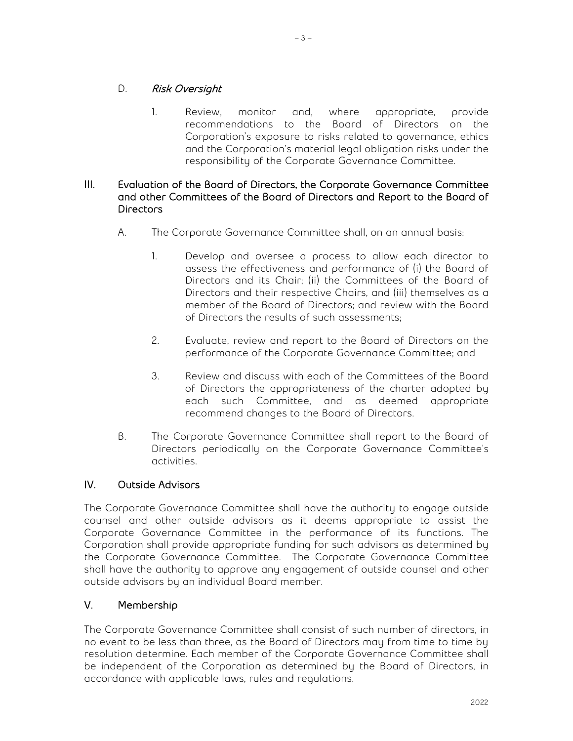D. *Risk Oversight*

1. Review, monitor and, where appropriate, provide recommendations to the Board of Directors on the Corporation's exposure to risks related to governance, ethics and the Corporation's material legal obligation risks under the responsibility of the Corporate Governance Committee.

## III. Evaluation of the Board of Directors, the Corporate Governance Committee and other Committees of the Board of Directors and Report to the Board of Directors

A. The Corporate Governance Committee shall, on an annual basis:

1. Develop and oversee a process to allow each director to assess the effectiveness and performance of (i) the Board of Directors and its Chair; (ii) the Committees of the Board of Directors and their respective Chairs, and (iii) themselves as a member of the Board of Directors; and review with the Board of Directors the results of such assessments;

2. Evaluate, review and report to the Board of Directors on the performance of the Corporate Governance Committee; and

3. Review and discuss with each of the Committees of the Board of Directors the appropriateness of the charter adopted by each such Committee, and as deemed appropriate recommend changes to the Board of Directors.

B. The Corporate Governance Committee shall report to the Board of Directors periodically on the Corporate Governance Committee's activities.

## IV. Outside Advisors

The Corporate Governance Committee shall have the authority to engage outside counsel and other outside advisors as it deems appropriate to assist the Corporate Governance Committee in the performance of its functions. The Corporation shall provide appropriate funding for such advisors as determined by the Corporate Governance Committee. The Corporate Governance Committee shall have the authority to approve any engagement of outside counsel and other outside advisors by an individual Board member.

## V. Membership

The Corporate Governance Committee shall consist of such number of directors, in no event to be less than three, as the Board of Directors may from time to time by resolution determine. Each member of the Corporate Governance Committee shall be independent of the Corporation as determined by the Board of Directors, in accordance with applicable laws, rules and regulations.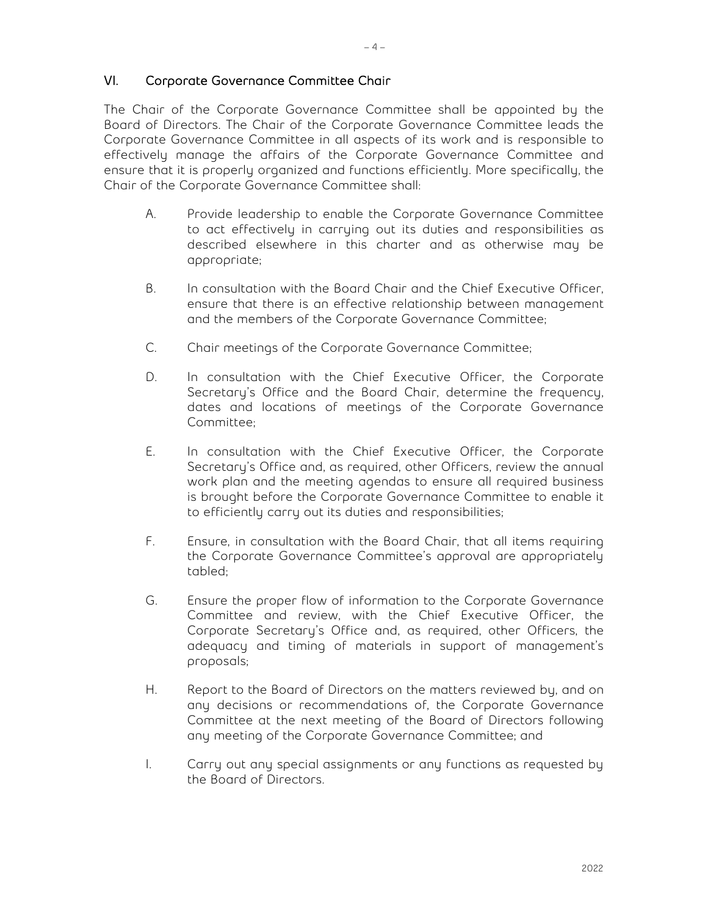## VI. Corporate Governance Committee Chair

The Chair of the Corporate Governance Committee shall be appointed by the Board of Directors. The Chair of the Corporate Governance Committee leads the Corporate Governance Committee in all aspects of its work and is responsible to effectively manage the affairs of the Corporate Governance Committee and ensure that it is properly organized and functions efficiently. More specifically, the Chair of the Corporate Governance Committee shall:

A. Provide leadership to enable the Corporate Governance Committee to act effectively in carrying out its duties and responsibilities as described elsewhere in this charter and as otherwise may be appropriate;

B. In consultation with the Board Chair and the Chief Executive Officer, ensure that there is an effective relationship between management and the members of the Corporate Governance Committee;

C. Chair meetings of the Corporate Governance Committee;

D. In consultation with the Chief Executive Officer, the Corporate Secretary's Office and the Board Chair, determine the frequency, dates and locations of meetings of the Corporate Governance Committee;

E. In consultation with the Chief Executive Officer, the Corporate Secretary's Office and, as required, other Officers, review the annual work plan and the meeting agendas to ensure all required business is brought before the Corporate Governance Committee to enable it to efficiently carry out its duties and responsibilities;

F. Ensure, in consultation with the Board Chair, that all items requiring the Corporate Governance Committee's approval are appropriately tabled;

G. Ensure the proper flow of information to the Corporate Governance Committee and review, with the Chief Executive Officer, the Corporate Secretary's Office and, as required, other Officers, the adequacy and timing of materials in support of management's proposals;

H. Report to the Board of Directors on the matters reviewed by, and on any decisions or recommendations of, the Corporate Governance Committee at the next meeting of the Board of Directors following any meeting of the Corporate Governance Committee; and

I. Carry out any special assignments or any functions as requested by the Board of Directors.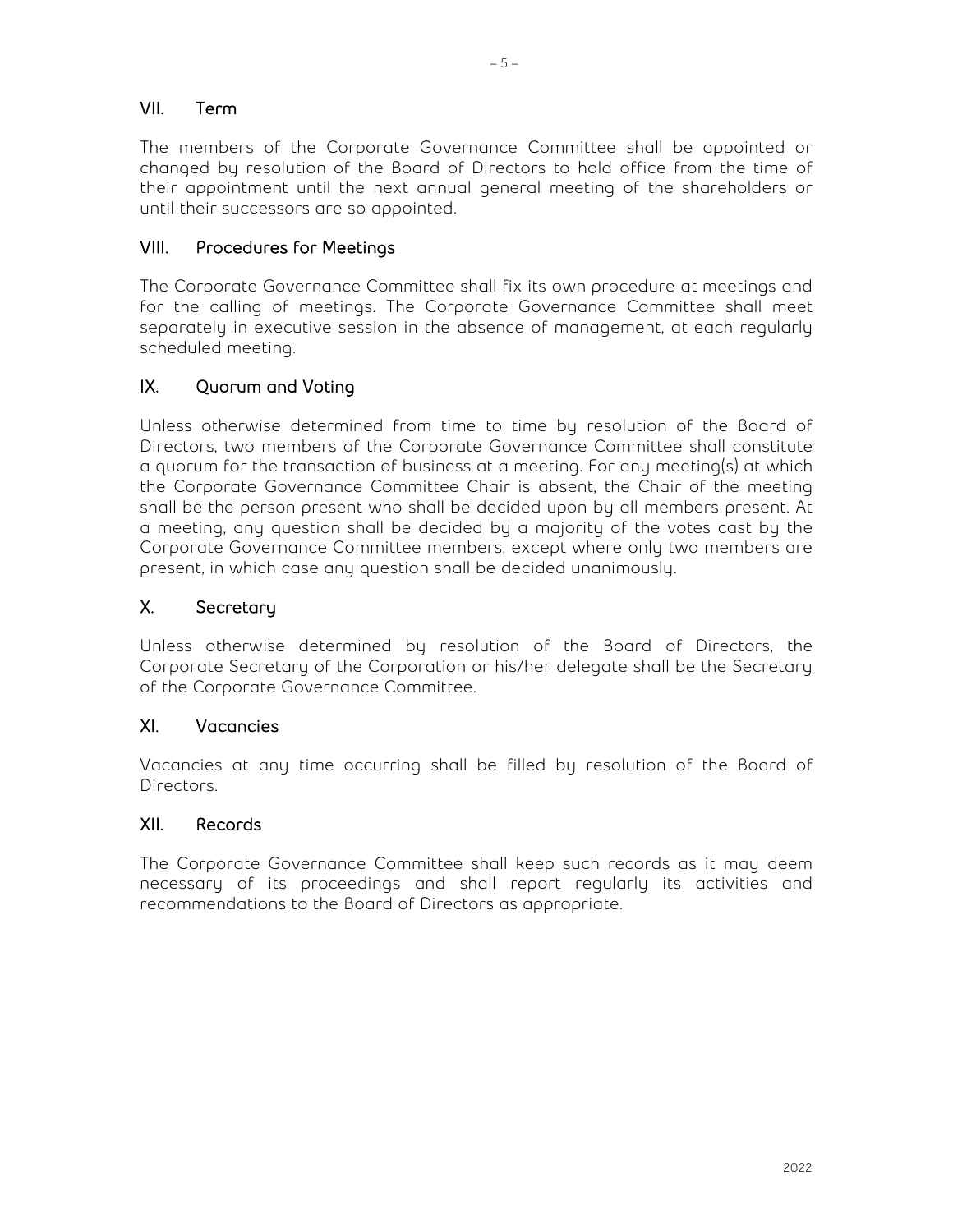## VII. Term

The members of the Corporate Governance Committee shall be appointed or changed by resolution of the Board of Directors to hold office from the time of their appointment until the next annual general meeting of the shareholders or until their successors are so appointed.

## VIII. Procedures for Meetings

The Corporate Governance Committee shall fix its own procedure at meetings and for the calling of meetings. The Corporate Governance Committee shall meet separately in executive session in the absence of management, at each regularly scheduled meeting.

## IX. Quorum and Voting

Unless otherwise determined from time to time by resolution of the Board of Directors, two members of the Corporate Governance Committee shall constitute a quorum for the transaction of business at a meeting. For any meeting(s) at which the Corporate Governance Committee Chair is absent, the Chair of the meeting shall be the person present who shall be decided upon by all members present. At a meeting, any question shall be decided by a majority of the votes cast by the Corporate Governance Committee members, except where only two members are present, in which case any question shall be decided unanimously.

## X. Secretary

Unless otherwise determined by resolution of the Board of Directors, the Corporate Secretary of the Corporation or his/her delegate shall be the Secretary of the Corporate Governance Committee.

## XI. Vacancies

Vacancies at any time occurring shall be filled by resolution of the Board of Directors.

## XII. Records

The Corporate Governance Committee shall keep such records as it may deem necessary of its proceedings and shall report regularly its activities and recommendations to the Board of Directors as appropriate.